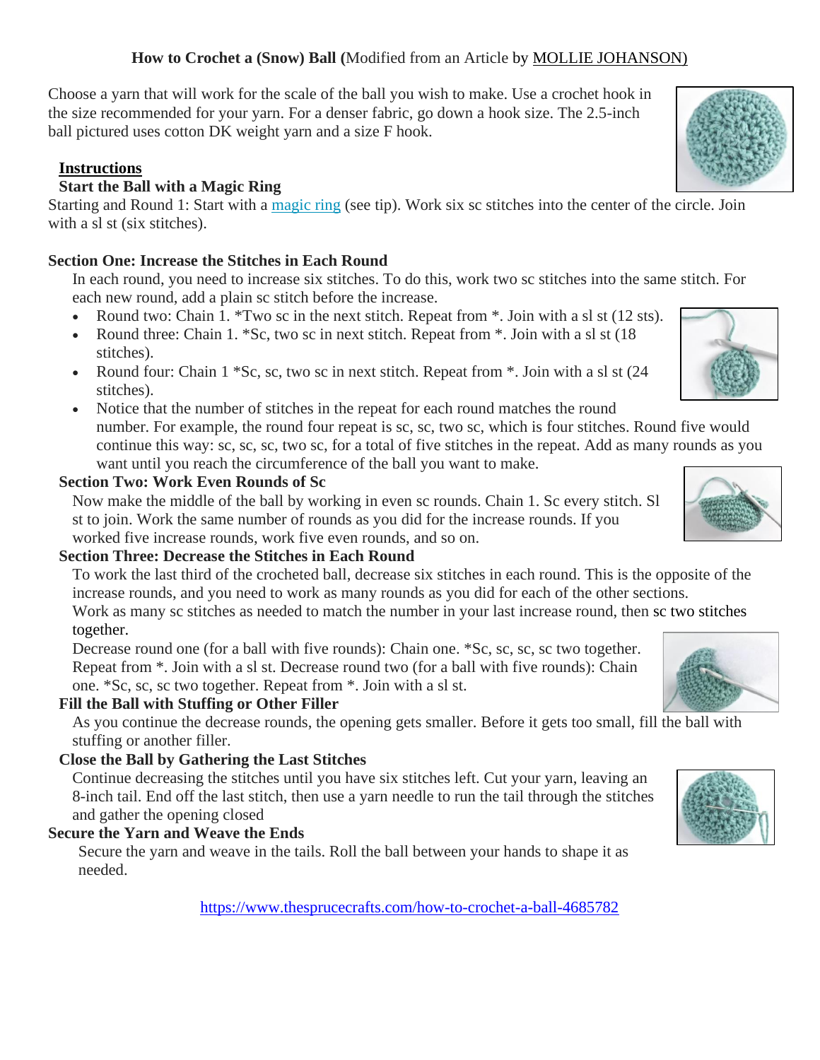# How to Crochet a (Snow) Ball (Modified from an Article by MOLLIE JOHANSON)

Choose a yarn that will work for the scale of the ball you wish to make. Use a crochet hook in the size recommended for your yarn. For a denser fabric, go down a hook size. The 2.5-inch ball pictured uses cotton DK weight yarn and a size F hook.

## Instructions

### Start the Ball with a Magic Ring

Starting and Round 1: Start with a magic ring (see tip). Work six sc stitches into the center of the circle. Join with a sl st (six stitches).

### Section One: Increase the Stitches in Each Round

In each round, you need to increase six stitches. To do this, work two sc stitches into the same stitch. For each new round, add a plain sc stitch before the increase.

- Round two: Chain 1. *Two sc in the next stitch. Repeat from *. Join with a sl st (12 sts).
- Round three: Chain 1. *Sc, two sc in next stitch. Repeat from *. Join with a sl st (18 stitches).
- Round four: Chain 1 *Sc, sc, two sc in next stitch. Repeat from *. Join with a sl st (24 stitches).
- Notice that the number of stitches in the repeat for each round matches the round number. For example, the round four repeat is sc, sc, two sc, which is four stitches. Round five would continue this way: sc, sc, sc, two sc, for a total of five stitches in the repeat. Add as many rounds as you want until you reach the circumference of the ball you want to make.

### Section Two: Work Even Rounds of Sc

Now make the middle of the ball by working in even sc rounds. Chain 1. Sc every stitch. Sl st to join. Work the same number of rounds as you did for the increase rounds. If you worked five increase rounds, work five even rounds, and so on.

### Section Three: Decrease the Stitches in Each Round

To work the last third of the crocheted ball, decrease six stitches in each round. This is the opposite of the increase rounds, and you need to work as many rounds as you did for each of the other sections.

Work as many sc stitches as needed to match the number in your last increase round, then sc two stitches together.

Decrease round one (for a ball with five rounds): Chain one. *Sc, sc, sc, sc two together. Repeat from *. Join with a sl st. Decrease round two (for a ball with five rounds): Chain one. *Sc, sc, sc two together. Repeat from *. Join with a sl st.

### Fill the Ball with Stuffing or Other Filler

As you continue the decrease rounds, the opening gets smaller. Before it gets too small, fill the ball with stuffing or another filler.

### Close the Ball by Gathering the Last Stitches

Continue decreasing the stitches until you have six stitches left. Cut your yarn, leaving an 8-inch tail. End off the last stitch, then use a yarn needle to run the tail through the stitches and gather the opening closed

### Secure the Yarn and Weave the Ends

Secure the yarn and weave in the tails. Roll the ball between your hands to shape it as needed.

https://www.thesprucecrafts.com/how-to-crochet-a-ball-4685782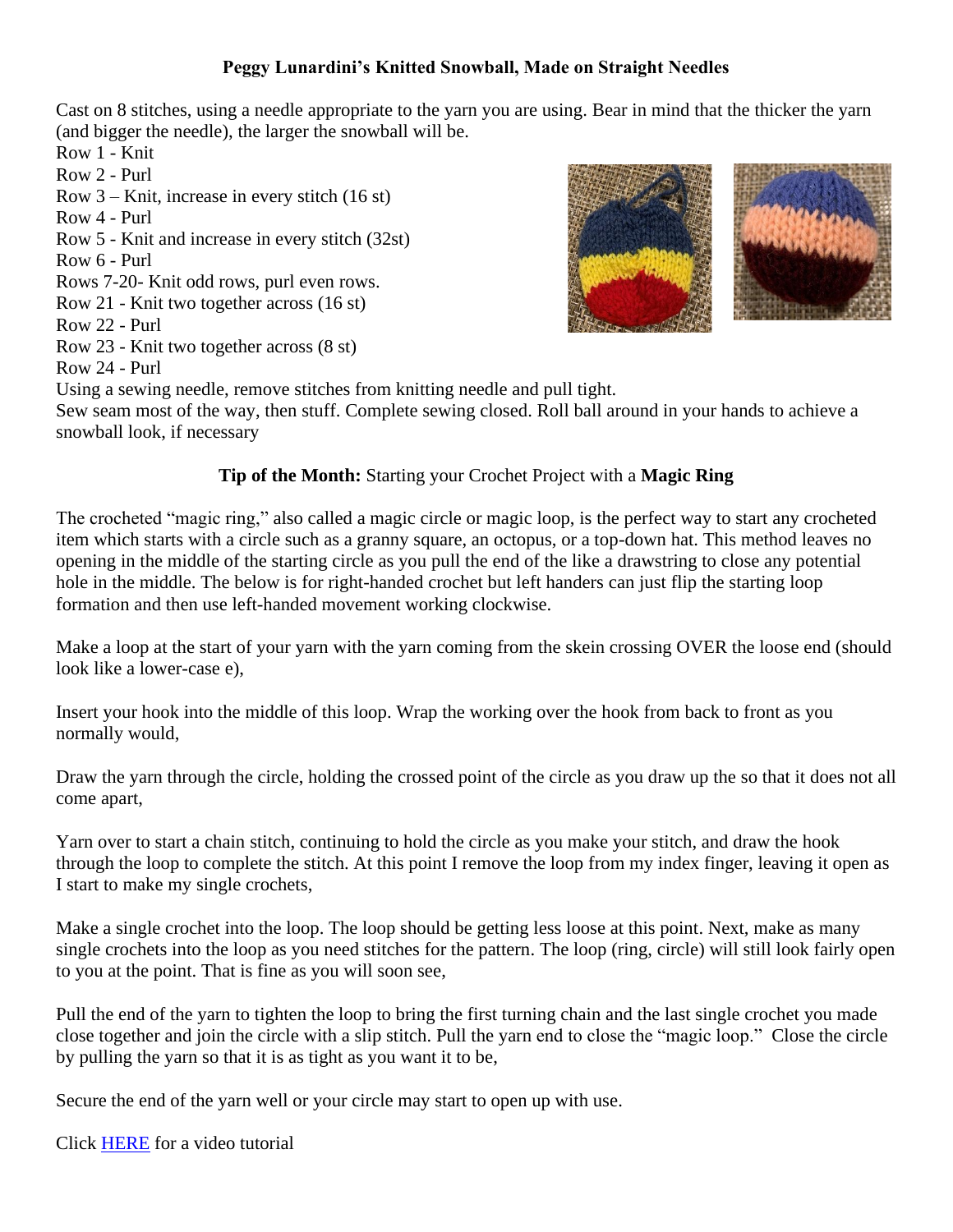**Peggy Lunardini's Knitted Snowball, Made on Straight Needles**

Cast on 8 stitches, using a needle appropriate to the yarn you are using. Bear in mind that the thicker the yarn (and bigger the needle), the larger the snowball will be.

Row 1 - Knit
Row 2 - Purl
Row 3 – Knit, increase in every stitch (16 st)
Row 4 - Purl
Row 5 - Knit and increase in every stitch (32st)
Row 6 - Purl
Rows 7-20- Knit odd rows, purl even rows.
Row 21 - Knit two together across (16 st)
Row 22 - Purl
Row 23 - Knit two together across (8 st)
Row 24 - Purl
Using a sewing needle, remove stitches from knitting needle and pull tight.
Sew seam most of the way, then stuff. Complete sewing closed. Roll ball around in your hands to achieve a snowball look, if necessary

**Tip of the Month:** Starting your Crochet Project with a **Magic Ring**

The crocheted "magic ring," also called a magic circle or magic loop, is the perfect way to start any crocheted item which starts with a circle such as a granny square, an octopus, or a top-down hat. This method leaves no opening in the middle of the starting circle as you pull the end of the like a drawstring to close any potential hole in the middle. The below is for right-handed crochet but left handers can just flip the starting loop formation and then use left-handed movement working clockwise.

Make a loop at the start of your yarn with the yarn coming from the skein crossing OVER the loose end (should look like a lower-case e),

Insert your hook into the middle of this loop. Wrap the working over the hook from back to front as you normally would,

Draw the yarn through the circle, holding the crossed point of the circle as you draw up the so that it does not all come apart,

Yarn over to start a chain stitch, continuing to hold the circle as you make your stitch, and draw the hook through the loop to complete the stitch. At this point I remove the loop from my index finger, leaving it open as I start to make my single crochets,

Make a single crochet into the loop. The loop should be getting less loose at this point. Next, make as many single crochets into the loop as you need stitches for the pattern. The loop (ring, circle) will still look fairly open to you at the point. That is fine as you will soon see,

Pull the end of the yarn to tighten the loop to bring the first turning chain and the last single crochet you made close together and join the circle with a slip stitch. Pull the yarn end to close the "magic loop." Close the circle by pulling the yarn so that it is as tight as you want it to be,

Secure the end of the yarn well or your circle may start to open up with use.

Click HERE for a video tutorial